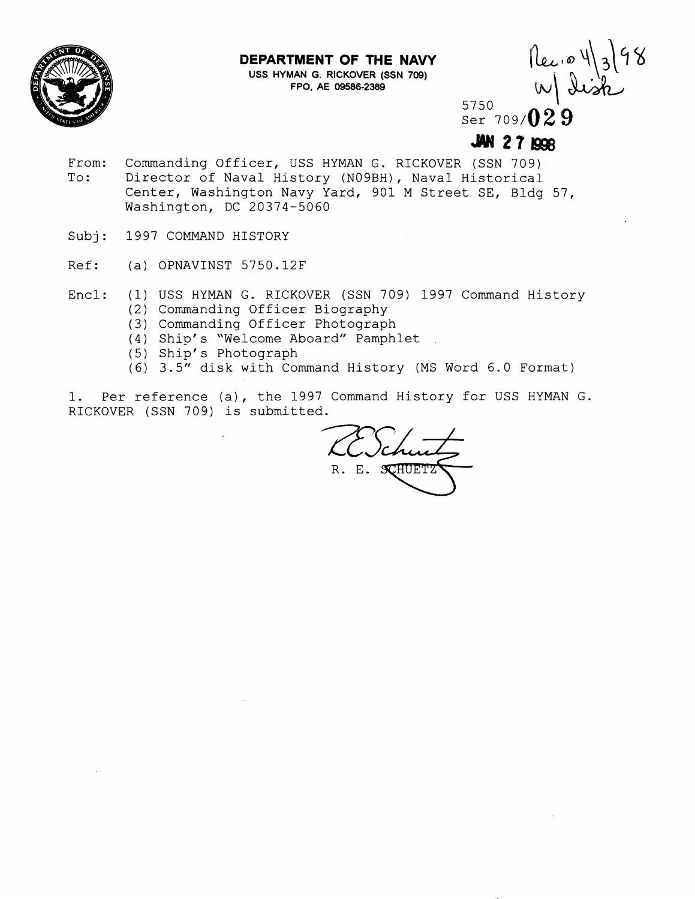**DEPARTMENT OF THE NAVY**
USS HYMAN G. RICKOVER (SSN 709)
FPO, AE 09586-2389

Rec'd 4/3/98
w/ disk

5750
Ser 709/029
JAN 27 1998

From: Commanding Officer, USS HYMAN G. RICKOVER (SSN 709)
To: Director of Naval History (N09BH), Naval Historical Center, Washington Navy Yard, 901 M Street SE, Bldg 57, Washington, DC 20374-5060

Subj: 1997 COMMAND HISTORY

Ref: (a) OPNAVINST 5750.12F

Encl: (1) USS HYMAN G. RICKOVER (SSN 709) 1997 Command History
(2) Commanding Officer Biography
(3) Commanding Officer Photograph
(4) Ship's "Welcome Aboard" Pamphlet
(5) Ship's Photograph
(6) 3.5" disk with Command History (MS Word 6.0 Format)

1. Per reference (a), the 1997 Command History for USS HYMAN G. RICKOVER (SSN 709) is submitted.

R. E. SCHUETZ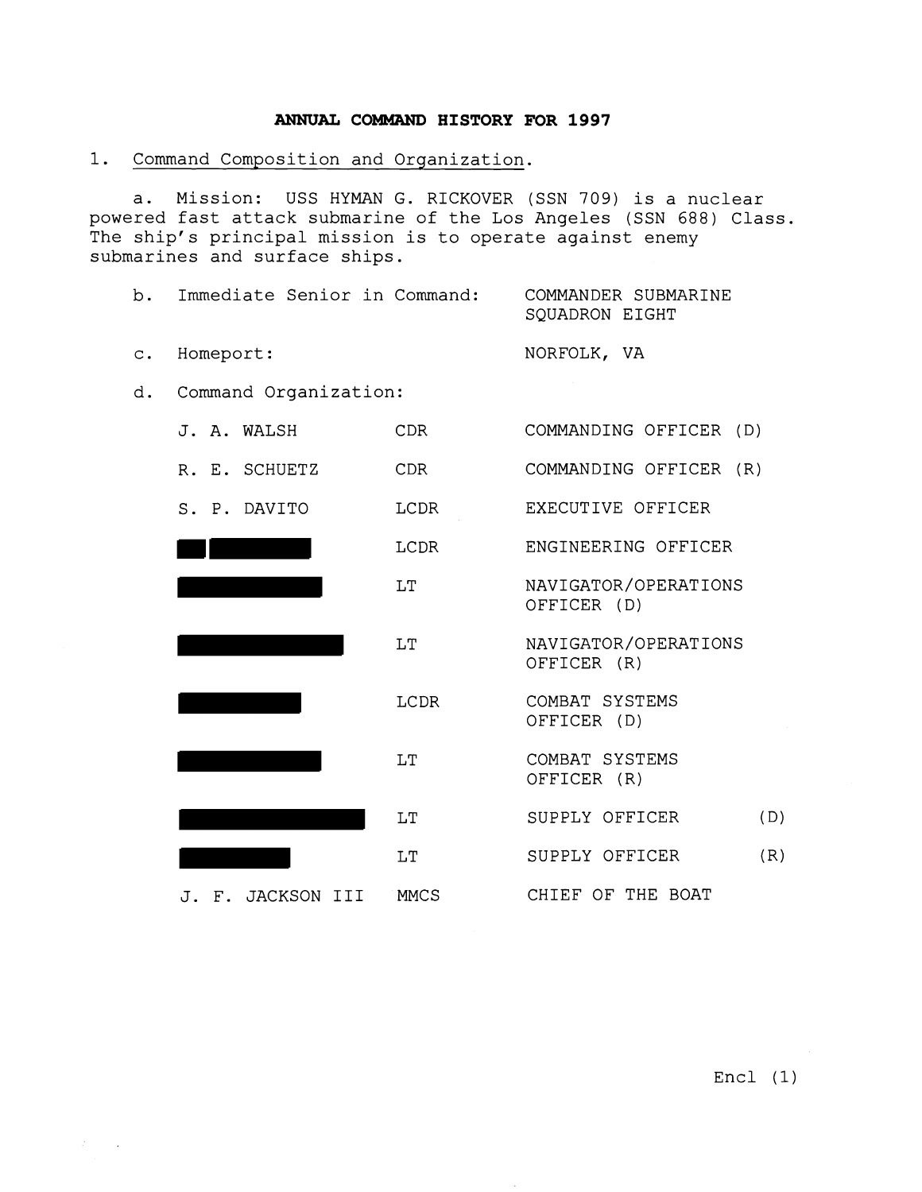# ANNUAL COMMAND HISTORY FOR 1997

1. Command Composition and Organization.

a. Mission: USS HYMAN G. RICKOVER (SSN 709) is a nuclear powered fast attack submarine of the Los Angeles (SSN 688) Class. The ship's principal mission is to operate against enemy submarines and surface ships.

b. Immediate Senior in Command: COMMANDER SUBMARINE SQUADRON EIGHT

c. Homeport: NORFOLK, VA

d. Command Organization:

| | | |
|---|---|---|
| J. A. WALSH | CDR | COMMANDING OFFICER (D) |
| R. E. SCHUETZ | CDR | COMMANDING OFFICER (R) |
| S. P. DAVITO | LCDR | EXECUTIVE OFFICER |
| [REDACTED] | LCDR | ENGINEERING OFFICER |
| [REDACTED] | LT | NAVIGATOR/OPERATIONS OFFICER (D) |
| [REDACTED] | LT | NAVIGATOR/OPERATIONS OFFICER (R) |
| [REDACTED] | LCDR | COMBAT SYSTEMS OFFICER (D) |
| [REDACTED] | LT | COMBAT SYSTEMS OFFICER (R) |
| [REDACTED] | LT | SUPPLY OFFICER (D) |
| [REDACTED] | LT | SUPPLY OFFICER (R) |
| J. F. JACKSON III | MMCS | CHIEF OF THE BOAT |

Encl (1)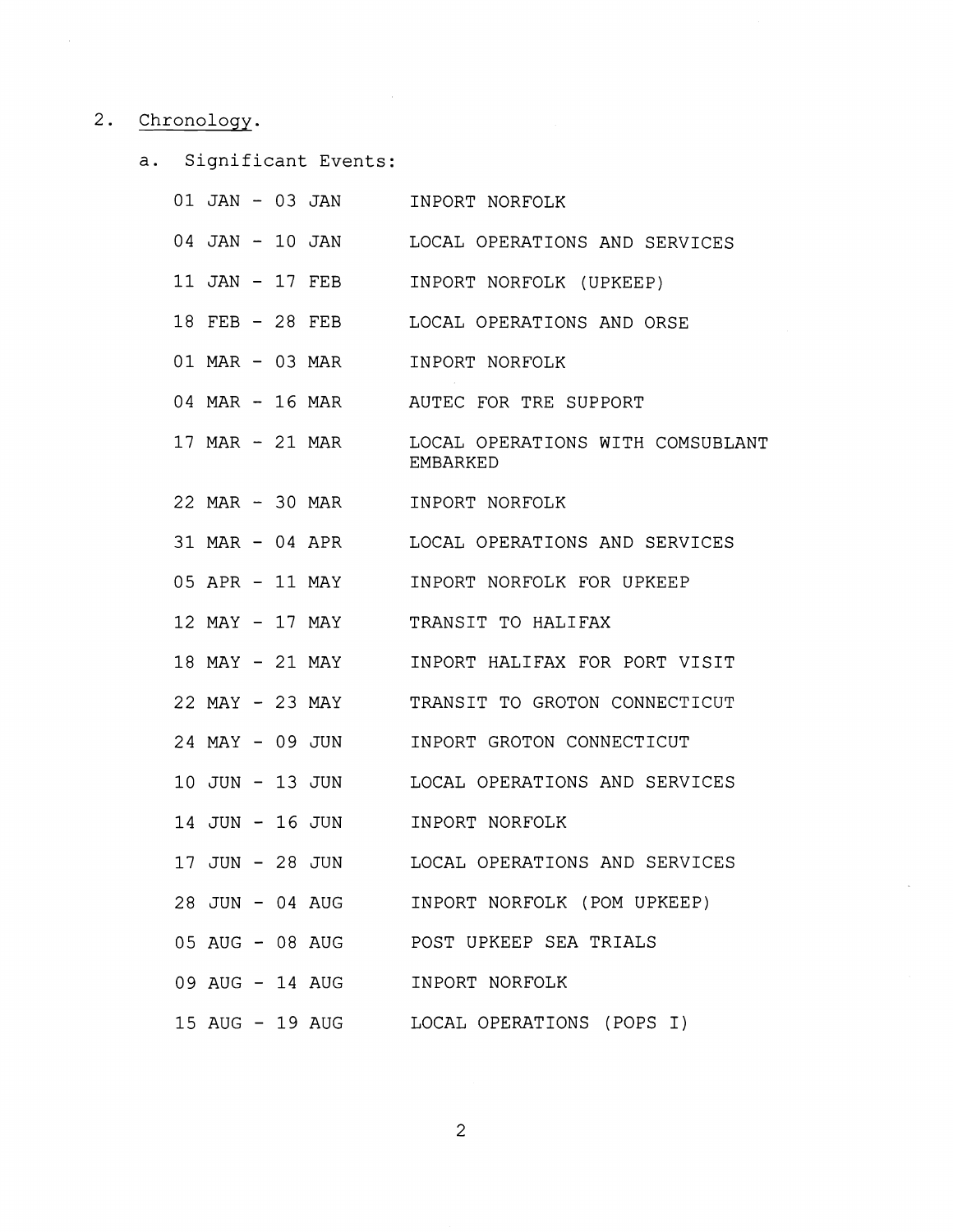2. Chronology.

   a. Significant Events:

| | |
|---|---|
| 01 JAN - 03 JAN | INPORT NORFOLK |
| 04 JAN - 10 JAN | LOCAL OPERATIONS AND SERVICES |
| 11 JAN - 17 FEB | INPORT NORFOLK (UPKEEP) |
| 18 FEB - 28 FEB | LOCAL OPERATIONS AND ORSE |
| 01 MAR - 03 MAR | INPORT NORFOLK |
| 04 MAR - 16 MAR | AUTEC FOR TRE SUPPORT |
| 17 MAR - 21 MAR | LOCAL OPERATIONS WITH COMSUBLANT EMBARKED |
| 22 MAR - 30 MAR | INPORT NORFOLK |
| 31 MAR - 04 APR | LOCAL OPERATIONS AND SERVICES |
| 05 APR - 11 MAY | INPORT NORFOLK FOR UPKEEP |
| 12 MAY - 17 MAY | TRANSIT TO HALIFAX |
| 18 MAY - 21 MAY | INPORT HALIFAX FOR PORT VISIT |
| 22 MAY - 23 MAY | TRANSIT TO GROTON CONNECTICUT |
| 24 MAY - 09 JUN | INPORT GROTON CONNECTICUT |
| 10 JUN - 13 JUN | LOCAL OPERATIONS AND SERVICES |
| 14 JUN - 16 JUN | INPORT NORFOLK |
| 17 JUN - 28 JUN | LOCAL OPERATIONS AND SERVICES |
| 28 JUN - 04 AUG | INPORT NORFOLK (POM UPKEEP) |
| 05 AUG - 08 AUG | POST UPKEEP SEA TRIALS |
| 09 AUG - 14 AUG | INPORT NORFOLK |
| 15 AUG - 19 AUG | LOCAL OPERATIONS (POPS I) |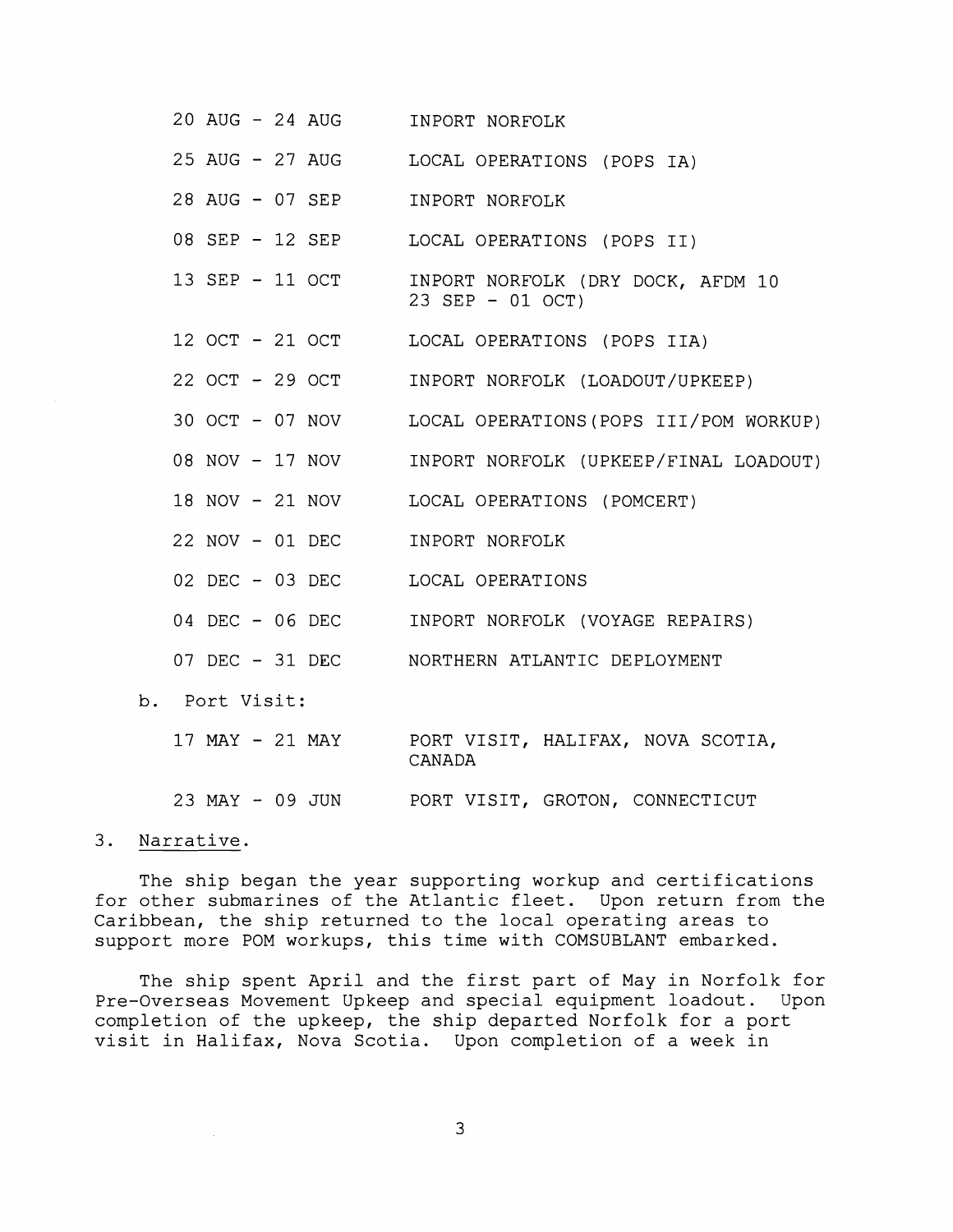| | |
|---|---|
| 20 AUG - 24 AUG | INPORT NORFOLK |
| 25 AUG - 27 AUG | LOCAL OPERATIONS (POPS IA) |
| 28 AUG - 07 SEP | INPORT NORFOLK |
| 08 SEP - 12 SEP | LOCAL OPERATIONS (POPS II) |
| 13 SEP - 11 OCT | INPORT NORFOLK (DRY DOCK, AFDM 10 23 SEP - 01 OCT) |
| 12 OCT - 21 OCT | LOCAL OPERATIONS (POPS IIA) |
| 22 OCT - 29 OCT | INPORT NORFOLK (LOADOUT/UPKEEP) |
| 30 OCT - 07 NOV | LOCAL OPERATIONS(POPS III/POM WORKUP) |
| 08 NOV - 17 NOV | INPORT NORFOLK (UPKEEP/FINAL LOADOUT) |
| 18 NOV - 21 NOV | LOCAL OPERATIONS (POMCERT) |
| 22 NOV - 01 DEC | INPORT NORFOLK |
| 02 DEC - 03 DEC | LOCAL OPERATIONS |
| 04 DEC - 06 DEC | INPORT NORFOLK (VOYAGE REPAIRS) |
| 07 DEC - 31 DEC | NORTHERN ATLANTIC DEPLOYMENT |

b. Port Visit:

| | |
|---|---|
| 17 MAY - 21 MAY | PORT VISIT, HALIFAX, NOVA SCOTIA, CANADA |
| 23 MAY - 09 JUN | PORT VISIT, GROTON, CONNECTICUT |

3. Narrative.

The ship began the year supporting workup and certifications for other submarines of the Atlantic fleet. Upon return from the Caribbean, the ship returned to the local operating areas to support more POM workups, this time with COMSUBLANT embarked.

The ship spent April and the first part of May in Norfolk for Pre-Overseas Movement Upkeep and special equipment loadout. Upon completion of the upkeep, the ship departed Norfolk for a port visit in Halifax, Nova Scotia. Upon completion of a week in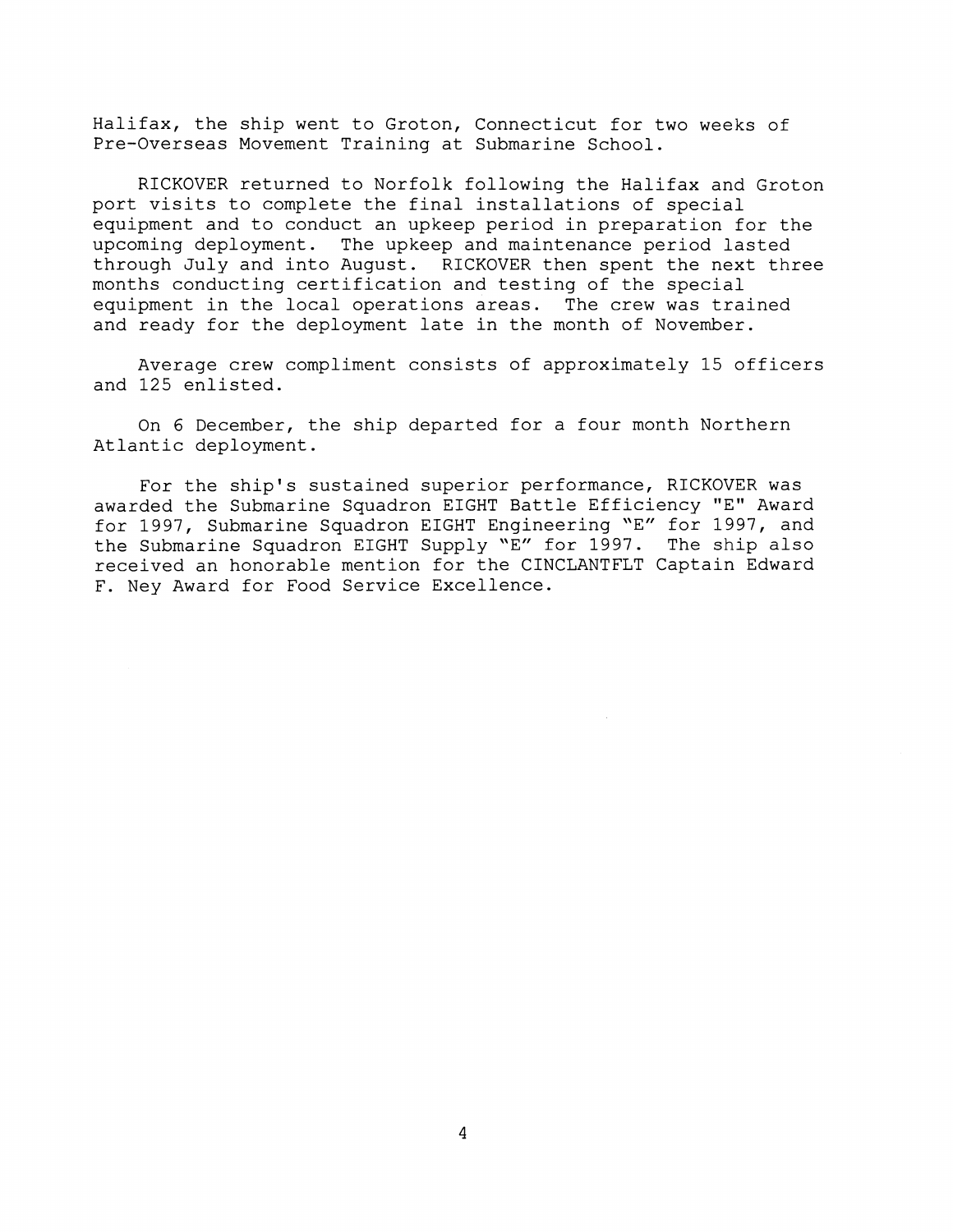Halifax, the ship went to Groton, Connecticut for two weeks of Pre-Overseas Movement Training at Submarine School.

RICKOVER returned to Norfolk following the Halifax and Groton port visits to complete the final installations of special equipment and to conduct an upkeep period in preparation for the upcoming deployment. The upkeep and maintenance period lasted through July and into August. RICKOVER then spent the next three months conducting certification and testing of the special equipment in the local operations areas. The crew was trained and ready for the deployment late in the month of November.

Average crew compliment consists of approximately 15 officers and 125 enlisted.

On 6 December, the ship departed for a four month Northern Atlantic deployment.

For the ship's sustained superior performance, RICKOVER was awarded the Submarine Squadron EIGHT Battle Efficiency "E" Award for 1997, Submarine Squadron EIGHT Engineering "E" for 1997, and the Submarine Squadron EIGHT Supply "E" for 1997. The ship also received an honorable mention for the CINCLANTFLT Captain Edward F. Ney Award for Food Service Excellence.